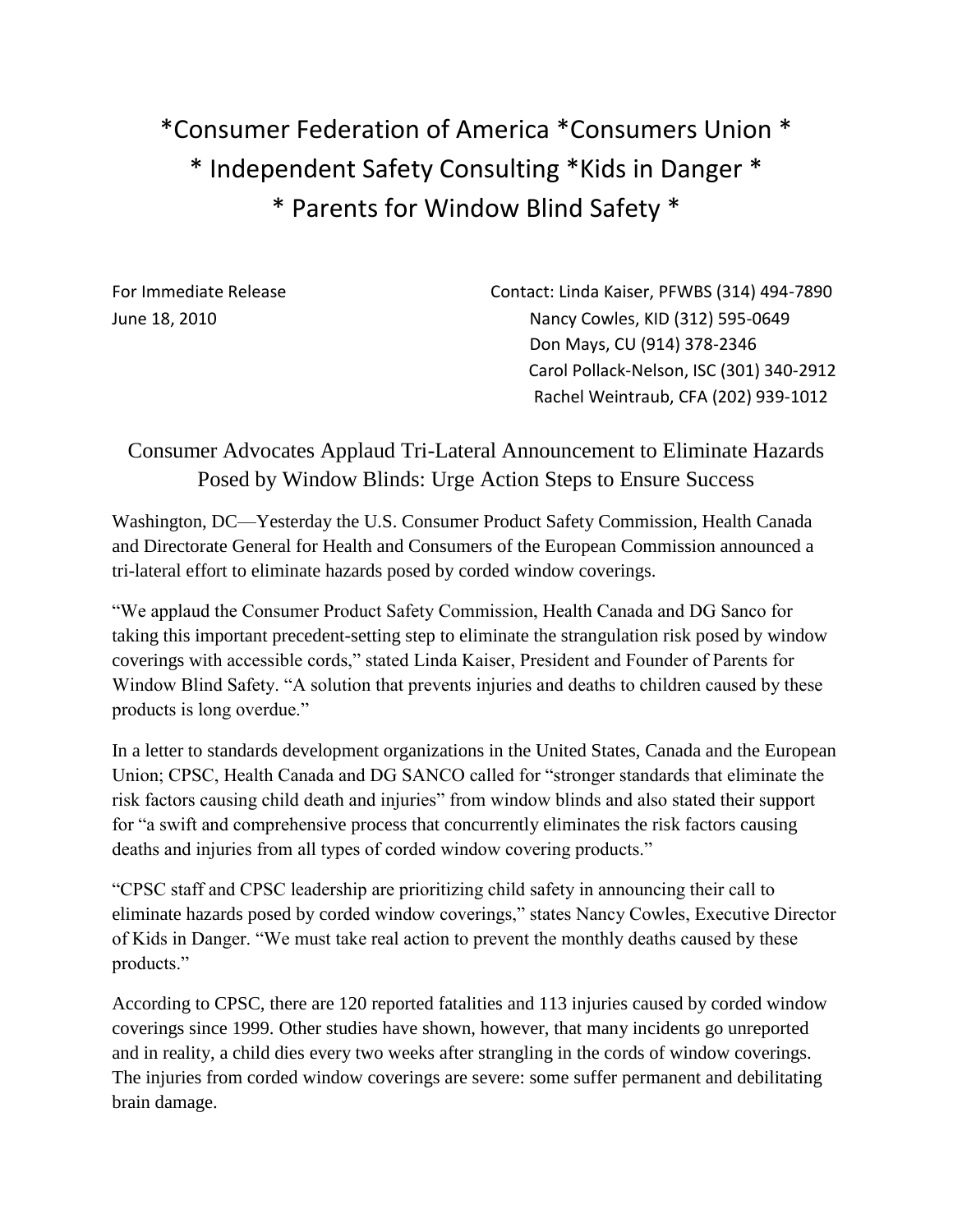*Consumer Federation of America *Consumers Union *
* Independent Safety Consulting *Kids in Danger *
* Parents for Window Blind Safety *

For Immediate Release
June 18, 2010

Contact: Linda Kaiser, PFWBS (314) 494-7890
Nancy Cowles, KID (312) 595-0649
Don Mays, CU (914) 378-2346
Carol Pollack-Nelson, ISC (301) 340-2912
Rachel Weintraub, CFA (202) 939-1012

## Consumer Advocates Applaud Tri-Lateral Announcement to Eliminate Hazards Posed by Window Blinds: Urge Action Steps to Ensure Success

Washington, DC—Yesterday the U.S. Consumer Product Safety Commission, Health Canada and Directorate General for Health and Consumers of the European Commission announced a tri-lateral effort to eliminate hazards posed by corded window coverings.

"We applaud the Consumer Product Safety Commission, Health Canada and DG Sanco for taking this important precedent-setting step to eliminate the strangulation risk posed by window coverings with accessible cords," stated Linda Kaiser, President and Founder of Parents for Window Blind Safety. "A solution that prevents injuries and deaths to children caused by these products is long overdue."

In a letter to standards development organizations in the United States, Canada and the European Union; CPSC, Health Canada and DG SANCO called for "stronger standards that eliminate the risk factors causing child death and injuries" from window blinds and also stated their support for "a swift and comprehensive process that concurrently eliminates the risk factors causing deaths and injuries from all types of corded window covering products."

"CPSC staff and CPSC leadership are prioritizing child safety in announcing their call to eliminate hazards posed by corded window coverings," states Nancy Cowles, Executive Director of Kids in Danger. "We must take real action to prevent the monthly deaths caused by these products."

According to CPSC, there are 120 reported fatalities and 113 injuries caused by corded window coverings since 1999. Other studies have shown, however, that many incidents go unreported and in reality, a child dies every two weeks after strangling in the cords of window coverings. The injuries from corded window coverings are severe: some suffer permanent and debilitating brain damage.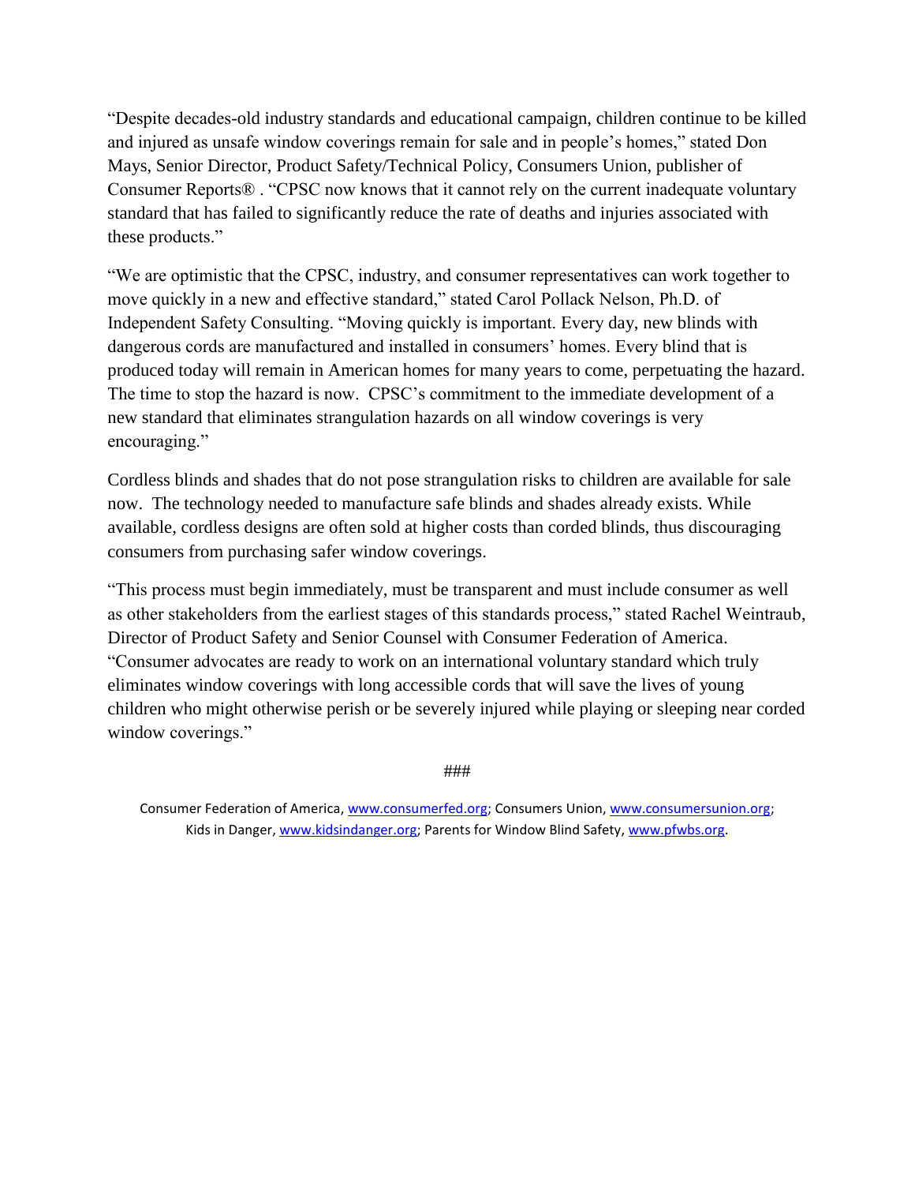"Despite decades-old industry standards and educational campaign, children continue to be killed and injured as unsafe window coverings remain for sale and in people's homes," stated Don Mays, Senior Director, Product Safety/Technical Policy, Consumers Union, publisher of Consumer Reports® . "CPSC now knows that it cannot rely on the current inadequate voluntary standard that has failed to significantly reduce the rate of deaths and injuries associated with these products."

"We are optimistic that the CPSC, industry, and consumer representatives can work together to move quickly in a new and effective standard," stated Carol Pollack Nelson, Ph.D. of Independent Safety Consulting. "Moving quickly is important. Every day, new blinds with dangerous cords are manufactured and installed in consumers' homes. Every blind that is produced today will remain in American homes for many years to come, perpetuating the hazard. The time to stop the hazard is now. CPSC's commitment to the immediate development of a new standard that eliminates strangulation hazards on all window coverings is very encouraging."

Cordless blinds and shades that do not pose strangulation risks to children are available for sale now. The technology needed to manufacture safe blinds and shades already exists. While available, cordless designs are often sold at higher costs than corded blinds, thus discouraging consumers from purchasing safer window coverings.

"This process must begin immediately, must be transparent and must include consumer as well as other stakeholders from the earliest stages of this standards process," stated Rachel Weintraub, Director of Product Safety and Senior Counsel with Consumer Federation of America. "Consumer advocates are ready to work on an international voluntary standard which truly eliminates window coverings with long accessible cords that will save the lives of young children who might otherwise perish or be severely injured while playing or sleeping near corded window coverings."

###

Consumer Federation of America, www.consumerfed.org; Consumers Union, www.consumersunion.org; Kids in Danger, www.kidsindanger.org; Parents for Window Blind Safety, www.pfwbs.org.